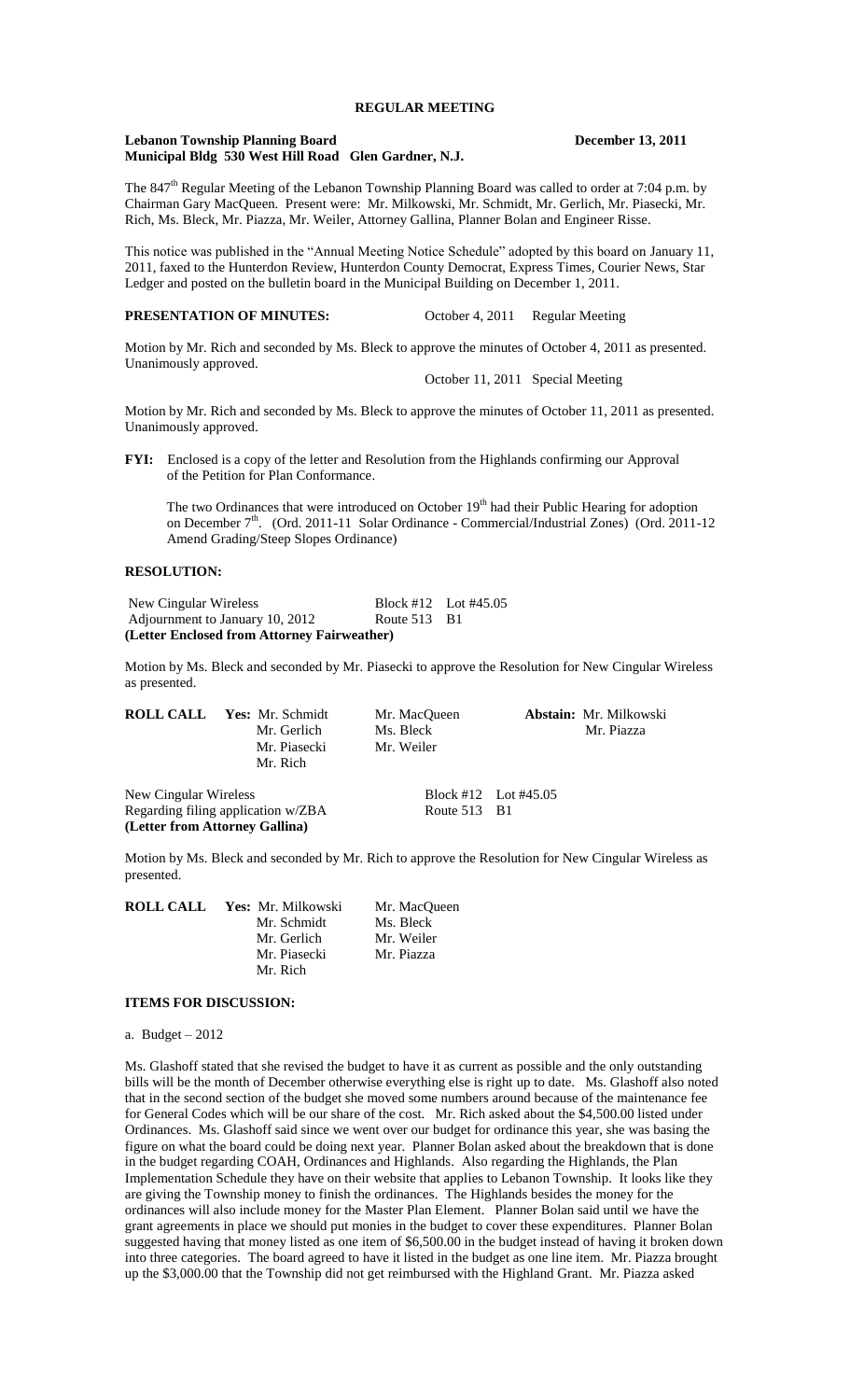# REGULAR MEETING

**Lebanon Township Planning Board** **December 13, 2011**
**Municipal Bldg 530 West Hill Road Glen Gardner, N.J.**

The 847th Regular Meeting of the Lebanon Township Planning Board was called to order at 7:04 p.m. by Chairman Gary MacQueen. Present were: Mr. Milkowski, Mr. Schmidt, Mr. Gerlich, Mr. Piasecki, Mr. Rich, Ms. Bleck, Mr. Piazza, Mr. Weiler, Attorney Gallina, Planner Bolan and Engineer Risse.

This notice was published in the "Annual Meeting Notice Schedule" adopted by this board on January 11, 2011, faxed to the Hunterdon Review, Hunterdon County Democrat, Express Times, Courier News, Star Ledger and posted on the bulletin board in the Municipal Building on December 1, 2011.

**PRESENTATION OF MINUTES:** October 4, 2011 Regular Meeting

Motion by Mr. Rich and seconded by Ms. Bleck to approve the minutes of October 4, 2011 as presented. Unanimously approved.

October 11, 2011 Special Meeting

Motion by Mr. Rich and seconded by Ms. Bleck to approve the minutes of October 11, 2011 as presented. Unanimously approved.

**FYI:** Enclosed is a copy of the letter and Resolution from the Highlands confirming our Approval of the Petition for Plan Conformance.

The two Ordinances that were introduced on October 19th had their Public Hearing for adoption on December 7th. (Ord. 2011-11 Solar Ordinance - Commercial/Industrial Zones) (Ord. 2011-12 Amend Grading/Steep Slopes Ordinance)

## RESOLUTION:

New Cingular Wireless Block #12 Lot #45.05
Adjournment to January 10, 2012 Route 513 B1
**(Letter Enclosed from Attorney Fairweather)**

Motion by Ms. Bleck and seconded by Mr. Piasecki to approve the Resolution for New Cingular Wireless as presented.

| **ROLL CALL** | **Yes:** Mr. Schmidt | Mr. MacQueen | **Abstain:** Mr. Milkowski |
|---|---|---|---|
| | Mr. Gerlich | Ms. Bleck | Mr. Piazza |
| | Mr. Piasecki | Mr. Weiler | |
| | Mr. Rich | | |

New Cingular Wireless Block #12 Lot #45.05
Regarding filing application w/ZBA Route 513 B1
**(Letter from Attorney Gallina)**

Motion by Ms. Bleck and seconded by Mr. Rich to approve the Resolution for New Cingular Wireless as presented.

| **ROLL CALL** | **Yes:** Mr. Milkowski | Mr. MacQueen |
|---|---|---|
| | Mr. Schmidt | Ms. Bleck |
| | Mr. Gerlich | Mr. Weiler |
| | Mr. Piasecki | Mr. Piazza |
| | Mr. Rich | |

## ITEMS FOR DISCUSSION:

a. Budget – 2012

Ms. Glashoff stated that she revised the budget to have it as current as possible and the only outstanding bills will be the month of December otherwise everything else is right up to date. Ms. Glashoff also noted that in the second section of the budget she moved some numbers around because of the maintenance fee for General Codes which will be our share of the cost. Mr. Rich asked about the $4,500.00 listed under Ordinances. Ms. Glashoff said since we went over our budget for ordinance this year, she was basing the figure on what the board could be doing next year. Planner Bolan asked about the breakdown that is done in the budget regarding COAH, Ordinances and Highlands. Also regarding the Highlands, the Plan Implementation Schedule they have on their website that applies to Lebanon Township. It looks like they are giving the Township money to finish the ordinances. The Highlands besides the money for the ordinances will also include money for the Master Plan Element. Planner Bolan said until we have the grant agreements in place we should put monies in the budget to cover these expenditures. Planner Bolan suggested having that money listed as one item of $6,500.00 in the budget instead of having it broken down into three categories. The board agreed to have it listed in the budget as one line item. Mr. Piazza brought up the $3,000.00 that the Township did not get reimbursed with the Highland Grant. Mr. Piazza asked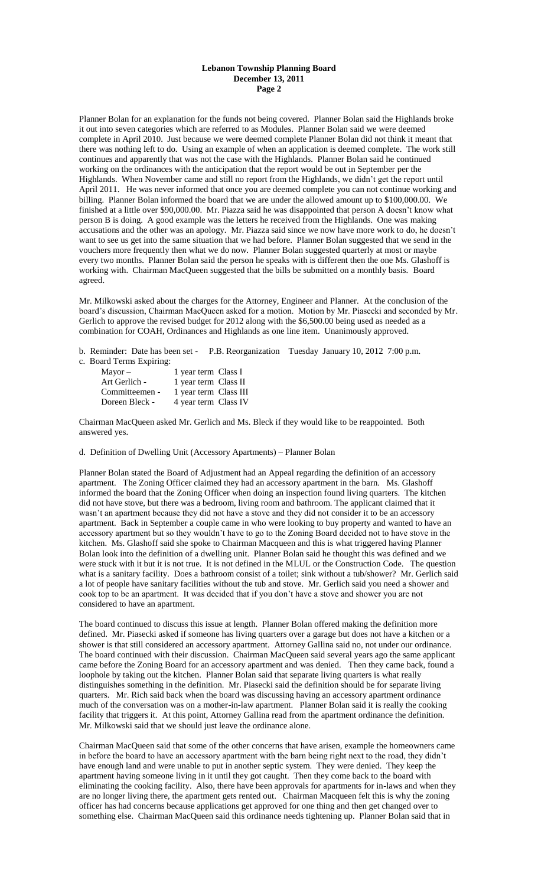Planner Bolan for an explanation for the funds not being covered. Planner Bolan said the Highlands broke it out into seven categories which are referred to as Modules. Planner Bolan said we were deemed complete in April 2010. Just because we were deemed complete Planner Bolan did not think it meant that there was nothing left to do. Using an example of when an application is deemed complete. The work still continues and apparently that was not the case with the Highlands. Planner Bolan said he continued working on the ordinances with the anticipation that the report would be out in September per the Highlands. When November came and still no report from the Highlands, we didn't get the report until April 2011. He was never informed that once you are deemed complete you can not continue working and billing. Planner Bolan informed the board that we are under the allowed amount up to $100,000.00. We finished at a little over $90,000.00. Mr. Piazza said he was disappointed that person A doesn't know what person B is doing. A good example was the letters he received from the Highlands. One was making accusations and the other was an apology. Mr. Piazza said since we now have more work to do, he doesn't want to see us get into the same situation that we had before. Planner Bolan suggested that we send in the vouchers more frequently then what we do now. Planner Bolan suggested quarterly at most or maybe every two months. Planner Bolan said the person he speaks with is different then the one Ms. Glashoff is working with. Chairman MacQueen suggested that the bills be submitted on a monthly basis. Board agreed.

Mr. Milkowski asked about the charges for the Attorney, Engineer and Planner. At the conclusion of the board's discussion, Chairman MacQueen asked for a motion. Motion by Mr. Piasecki and seconded by Mr. Gerlich to approve the revised budget for 2012 along with the $6,500.00 being used as needed as a combination for COAH, Ordinances and Highlands as one line item. Unanimously approved.

b. Reminder: Date has been set - P.B. Reorganization Tuesday January 10, 2012 7:00 p.m.

c. Board Terms Expiring:

| | | |
|---|---|---|
| Mayor – | 1 year term | Class I |
| Art Gerlich - | 1 year term | Class II |
| Committeemen - | 1 year term | Class III |
| Doreen Bleck - | 4 year term | Class IV |

Chairman MacQueen asked Mr. Gerlich and Ms. Bleck if they would like to be reappointed. Both answered yes.

d. Definition of Dwelling Unit (Accessory Apartments) – Planner Bolan

Planner Bolan stated the Board of Adjustment had an Appeal regarding the definition of an accessory apartment. The Zoning Officer claimed they had an accessory apartment in the barn. Ms. Glashoff informed the board that the Zoning Officer when doing an inspection found living quarters. The kitchen did not have stove, but there was a bedroom, living room and bathroom. The applicant claimed that it wasn't an apartment because they did not have a stove and they did not consider it to be an accessory apartment. Back in September a couple came in who were looking to buy property and wanted to have an accessory apartment but so they wouldn't have to go to the Zoning Board decided not to have stove in the kitchen. Ms. Glashoff said she spoke to Chairman Macqueen and this is what triggered having Planner Bolan look into the definition of a dwelling unit. Planner Bolan said he thought this was defined and we were stuck with it but it is not true. It is not defined in the MLUL or the Construction Code. The question what is a sanitary facility. Does a bathroom consist of a toilet; sink without a tub/shower? Mr. Gerlich said a lot of people have sanitary facilities without the tub and stove. Mr. Gerlich said you need a shower and cook top to be an apartment. It was decided that if you don't have a stove and shower you are not considered to have an apartment.

The board continued to discuss this issue at length. Planner Bolan offered making the definition more defined. Mr. Piasecki asked if someone has living quarters over a garage but does not have a kitchen or a shower is that still considered an accessory apartment. Attorney Gallina said no, not under our ordinance. The board continued with their discussion. Chairman MacQueen said several years ago the same applicant came before the Zoning Board for an accessory apartment and was denied. Then they came back, found a loophole by taking out the kitchen. Planner Bolan said that separate living quarters is what really distinguishes something in the definition. Mr. Piasecki said the definition should be for separate living quarters. Mr. Rich said back when the board was discussing having an accessory apartment ordinance much of the conversation was on a mother-in-law apartment. Planner Bolan said it is really the cooking facility that triggers it. At this point, Attorney Gallina read from the apartment ordinance the definition. Mr. Milkowski said that we should just leave the ordinance alone.

Chairman MacQueen said that some of the other concerns that have arisen, example the homeowners came in before the board to have an accessory apartment with the barn being right next to the road, they didn't have enough land and were unable to put in another septic system. They were denied. They keep the apartment having someone living in it until they got caught. Then they come back to the board with eliminating the cooking facility. Also, there have been approvals for apartments for in-laws and when they are no longer living there, the apartment gets rented out. Chairman Macqueen felt this is why the zoning officer has had concerns because applications get approved for one thing and then get changed over to something else. Chairman MacQueen said this ordinance needs tightening up. Planner Bolan said that in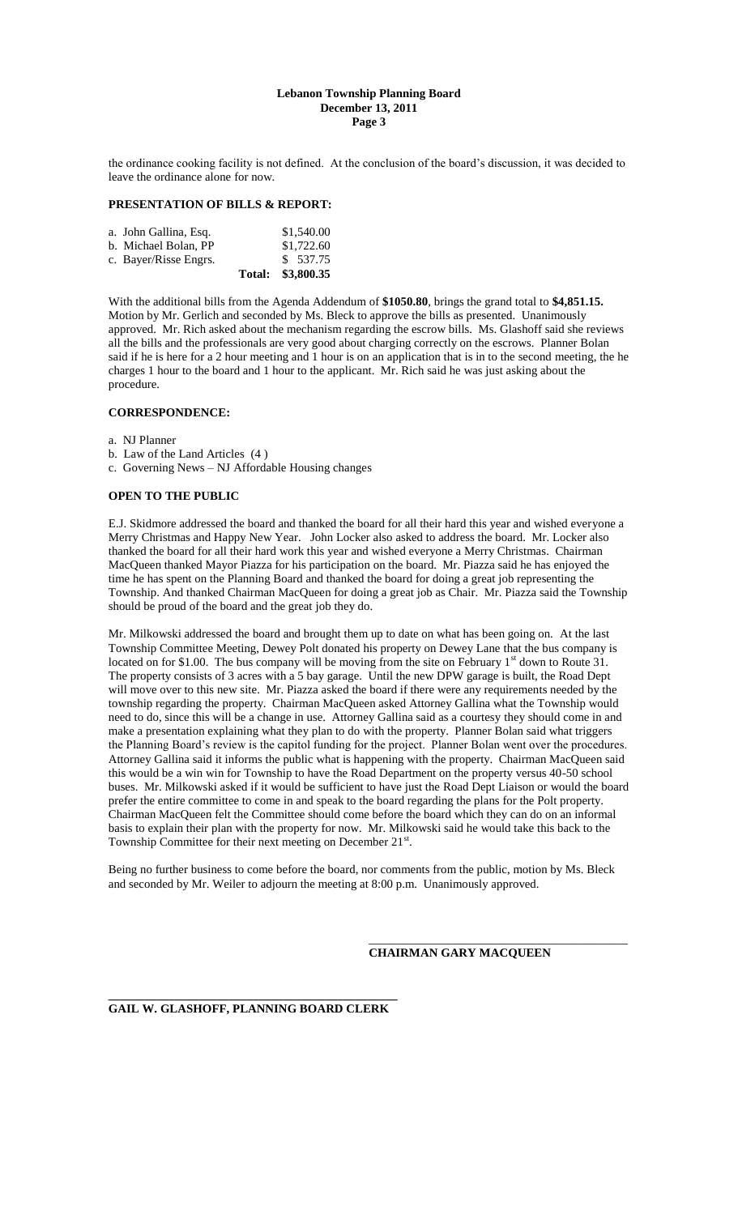the ordinance cooking facility is not defined. At the conclusion of the board's discussion, it was decided to leave the ordinance alone for now.

**PRESENTATION OF BILLS & REPORT:**

| | | |
|---|---|---|
| a. John Gallina, Esq. | | \$1,540.00 |
| b. Michael Bolan, PP | | \$1,722.60 |
| c. Bayer/Risse Engrs. | | \$ 537.75 |
| | **Total:** | **\$3,800.35** |

With the additional bills from the Agenda Addendum of **\$1050.80**, brings the grand total to **\$4,851.15.** Motion by Mr. Gerlich and seconded by Ms. Bleck to approve the bills as presented. Unanimously approved. Mr. Rich asked about the mechanism regarding the escrow bills. Ms. Glashoff said she reviews all the bills and the professionals are very good about charging correctly on the escrows. Planner Bolan said if he is here for a 2 hour meeting and 1 hour is on an application that is in to the second meeting, the he charges 1 hour to the board and 1 hour to the applicant. Mr. Rich said he was just asking about the procedure.

**CORRESPONDENCE:**

a. NJ Planner
b. Law of the Land Articles (4 )
c. Governing News – NJ Affordable Housing changes

**OPEN TO THE PUBLIC**

E.J. Skidmore addressed the board and thanked the board for all their hard this year and wished everyone a Merry Christmas and Happy New Year. John Locker also asked to address the board. Mr. Locker also thanked the board for all their hard work this year and wished everyone a Merry Christmas. Chairman MacQueen thanked Mayor Piazza for his participation on the board. Mr. Piazza said he has enjoyed the time he has spent on the Planning Board and thanked the board for doing a great job representing the Township. And thanked Chairman MacQueen for doing a great job as Chair. Mr. Piazza said the Township should be proud of the board and the great job they do.

Mr. Milkowski addressed the board and brought them up to date on what has been going on. At the last Township Committee Meeting, Dewey Polt donated his property on Dewey Lane that the bus company is located on for \$1.00. The bus company will be moving from the site on February 1st down to Route 31. The property consists of 3 acres with a 5 bay garage. Until the new DPW garage is built, the Road Dept will move over to this new site. Mr. Piazza asked the board if there were any requirements needed by the township regarding the property. Chairman MacQueen asked Attorney Gallina what the Township would need to do, since this will be a change in use. Attorney Gallina said as a courtesy they should come in and make a presentation explaining what they plan to do with the property. Planner Bolan said what triggers the Planning Board's review is the capitol funding for the project. Planner Bolan went over the procedures. Attorney Gallina said it informs the public what is happening with the property. Chairman MacQueen said this would be a win win for Township to have the Road Department on the property versus 40-50 school buses. Mr. Milkowski asked if it would be sufficient to have just the Road Dept Liaison or would the board prefer the entire committee to come in and speak to the board regarding the plans for the Polt property. Chairman MacQueen felt the Committee should come before the board which they can do on an informal basis to explain their plan with the property for now. Mr. Milkowski said he would take this back to the Township Committee for their next meeting on December 21st.

Being no further business to come before the board, nor comments from the public, motion by Ms. Bleck and seconded by Mr. Weiler to adjourn the meeting at 8:00 p.m. Unanimously approved.

**CHAIRMAN GARY MACQUEEN**

**GAIL W. GLASHOFF, PLANNING BOARD CLERK**